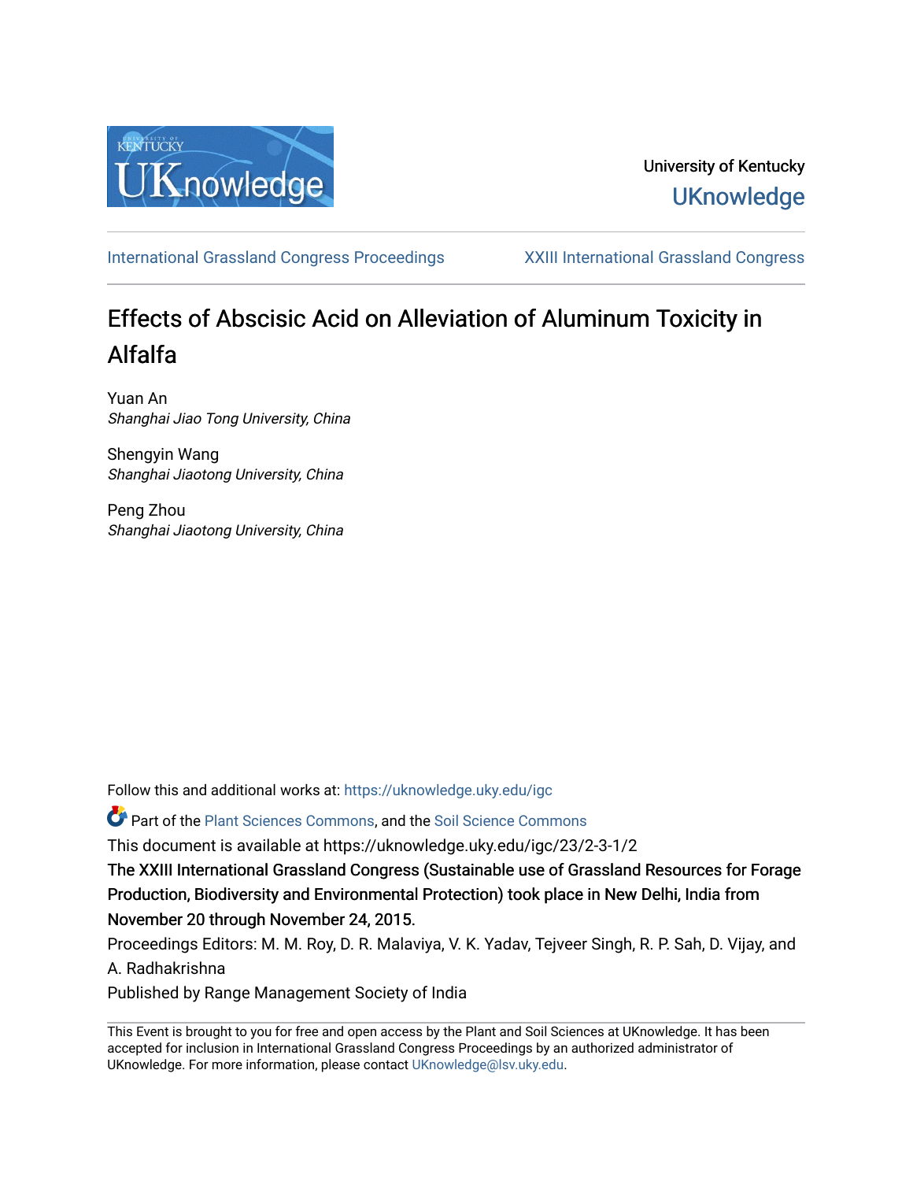University of Kentucky

UKnowledge

International Grassland Congress Proceedings | XXIII International Grassland Congress

# Effects of Abscisic Acid on Alleviation of Aluminum Toxicity in Alfalfa

Yuan An
*Shanghai Jiao Tong University, China*

Shengyin Wang
*Shanghai Jiaotong University, China*

Peng Zhou
*Shanghai Jiaotong University, China*

Follow this and additional works at: https://uknowledge.uky.edu/igc

Part of the Plant Sciences Commons, and the Soil Science Commons

This document is available at https://uknowledge.uky.edu/igc/23/2-3-1/2

The XXIII International Grassland Congress (Sustainable use of Grassland Resources for Forage Production, Biodiversity and Environmental Protection) took place in New Delhi, India from November 20 through November 24, 2015.

Proceedings Editors: M. M. Roy, D. R. Malaviya, V. K. Yadav, Tejveer Singh, R. P. Sah, D. Vijay, and A. Radhakrishna

Published by Range Management Society of India

This Event is brought to you for free and open access by the Plant and Soil Sciences at UKnowledge. It has been accepted for inclusion in International Grassland Congress Proceedings by an authorized administrator of UKnowledge. For more information, please contact UKnowledge@lsv.uky.edu.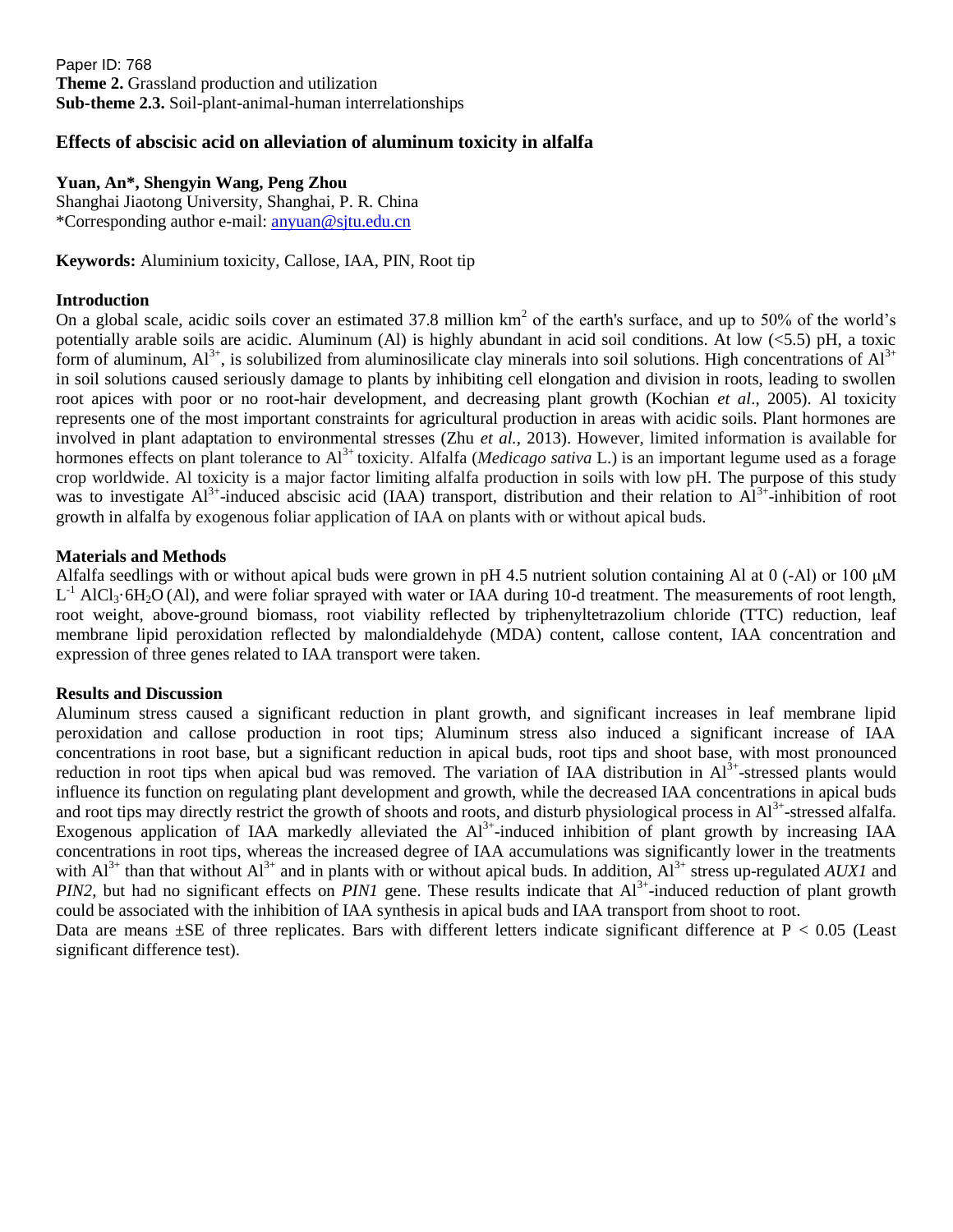Paper ID: 768
**Theme 2.** Grassland production and utilization
**Sub-theme 2.3.** Soil-plant-animal-human interrelationships

# Effects of abscisic acid on alleviation of aluminum toxicity in alfalfa

**Yuan, An\*, Shengyin Wang, Peng Zhou**
Shanghai Jiaotong University, Shanghai, P. R. China
\*Corresponding author e-mail: anyuan@sjtu.edu.cn

**Keywords:** Aluminium toxicity, Callose, IAA, PIN, Root tip

## Introduction

On a global scale, acidic soils cover an estimated 37.8 million $km^2$ of the earth's surface, and up to 50% of the world's potentially arable soils are acidic. Aluminum (Al) is highly abundant in acid soil conditions. At low (<5.5) pH, a toxic form of aluminum, $Al^{3+}$, is solubilized from aluminosilicate clay minerals into soil solutions. High concentrations of $Al^{3+}$ in soil solutions caused seriously damage to plants by inhibiting cell elongation and division in roots, leading to swollen root apices with poor or no root-hair development, and decreasing plant growth (Kochian *et al*., 2005). Al toxicity represents one of the most important constraints for agricultural production in areas with acidic soils. Plant hormones are involved in plant adaptation to environmental stresses (Zhu *et al.*, 2013). However, limited information is available for hormones effects on plant tolerance to $Al^{3+}$ toxicity. Alfalfa (*Medicago sativa* L.) is an important legume used as a forage crop worldwide. Al toxicity is a major factor limiting alfalfa production in soils with low pH. The purpose of this study was to investigate $Al^{3+}$-induced abscisic acid (IAA) transport, distribution and their relation to $Al^{3+}$-inhibition of root growth in alfalfa by exogenous foliar application of IAA on plants with or without apical buds.

## Materials and Methods

Alfalfa seedlings with or without apical buds were grown in pH 4.5 nutrient solution containing Al at 0 (-Al) or 100 μM $L^{-1}$ $AlCl_3 \cdot 6H_2O$ (Al), and were foliar sprayed with water or IAA during 10-d treatment. The measurements of root length, root weight, above-ground biomass, root viability reflected by triphenyltetrazolium chloride (TTC) reduction, leaf membrane lipid peroxidation reflected by malondialdehyde (MDA) content, callose content, IAA concentration and expression of three genes related to IAA transport were taken.

## Results and Discussion

Aluminum stress caused a significant reduction in plant growth, and significant increases in leaf membrane lipid peroxidation and callose production in root tips; Aluminum stress also induced a significant increase of IAA concentrations in root base, but a significant reduction in apical buds, root tips and shoot base, with most pronounced reduction in root tips when apical bud was removed. The variation of IAA distribution in $Al^{3+}$-stressed plants would influence its function on regulating plant development and growth, while the decreased IAA concentrations in apical buds and root tips may directly restrict the growth of shoots and roots, and disturb physiological process in $Al^{3+}$-stressed alfalfa. Exogenous application of IAA markedly alleviated the $Al^{3+}$-induced inhibition of plant growth by increasing IAA concentrations in root tips, whereas the increased degree of IAA accumulations was significantly lower in the treatments with $Al^{3+}$ than that without $Al^{3+}$ and in plants with or without apical buds. In addition, $Al^{3+}$ stress up-regulated *AUX1* and *PIN2*, but had no significant effects on *PIN1* gene. These results indicate that $Al^{3+}$-induced reduction of plant growth could be associated with the inhibition of IAA synthesis in apical buds and IAA transport from shoot to root.

Data are means ±SE of three replicates. Bars with different letters indicate significant difference at $P < 0.05$ (Least significant difference test).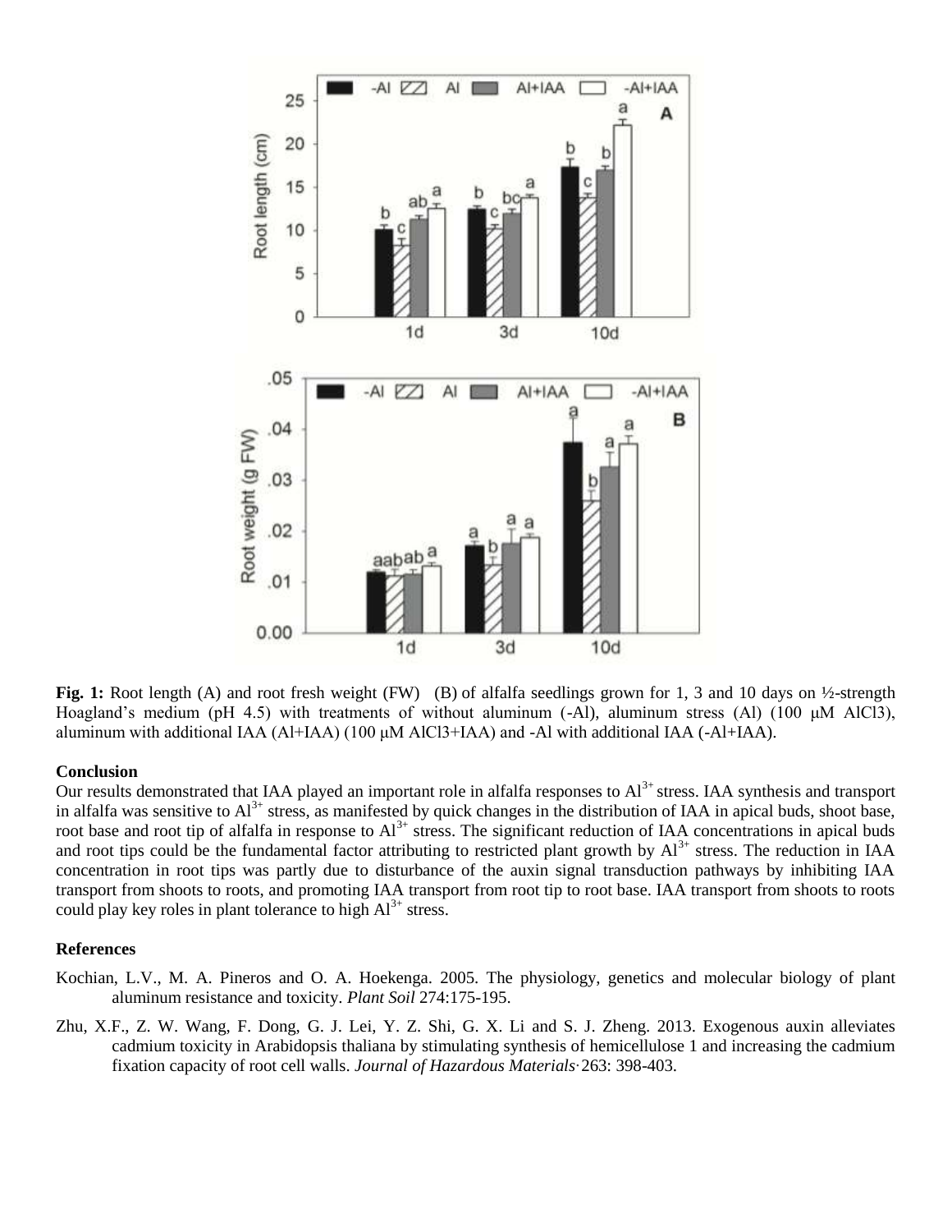-Al Al Al+IAA -Al+IAA

A

Root length (cm)

25
20
15
10
5
0

1d 3d 10d

b c ab a b c bc a b c b a

.05
.04
.03
.02
.01
0.00

-Al Al Al+IAA -Al+IAA

B

Root weight (g FW)

1d 3d 10d

a ab ab a a b a a a b a a

**Fig. 1:** Root length (A) and root fresh weight (FW) (B) of alfalfa seedlings grown for 1, 3 and 10 days on ½-strength Hoagland's medium (pH 4.5) with treatments of without aluminum (-Al), aluminum stress (Al) (100 μM AlCl3), aluminum with additional IAA (Al+IAA) (100 μM AlCl3+IAA) and -Al with additional IAA (-Al+IAA).

### Conclusion

Our results demonstrated that IAA played an important role in alfalfa responses to $Al^{3+}$ stress. IAA synthesis and transport in alfalfa was sensitive to $Al^{3+}$ stress, as manifested by quick changes in the distribution of IAA in apical buds, shoot base, root base and root tip of alfalfa in response to $Al^{3+}$ stress. The significant reduction of IAA concentrations in apical buds and root tips could be the fundamental factor attributing to restricted plant growth by $Al^{3+}$ stress. The reduction in IAA concentration in root tips was partly due to disturbance of the auxin signal transduction pathways by inhibiting IAA transport from shoots to roots, and promoting IAA transport from root tip to root base. IAA transport from shoots to roots could play key roles in plant tolerance to high $Al^{3+}$ stress.

### References

Kochian, L.V., M. A. Pineros and O. A. Hoekenga. 2005. The physiology, genetics and molecular biology of plant aluminum resistance and toxicity. *Plant Soil* 274:175-195.

Zhu, X.F., Z. W. Wang, F. Dong, G. J. Lei, Y. Z. Shi, G. X. Li and S. J. Zheng. 2013. Exogenous auxin alleviates cadmium toxicity in Arabidopsis thaliana by stimulating synthesis of hemicellulose 1 and increasing the cadmium fixation capacity of root cell walls. *Journal of Hazardous Materials*. 263: 398-403.